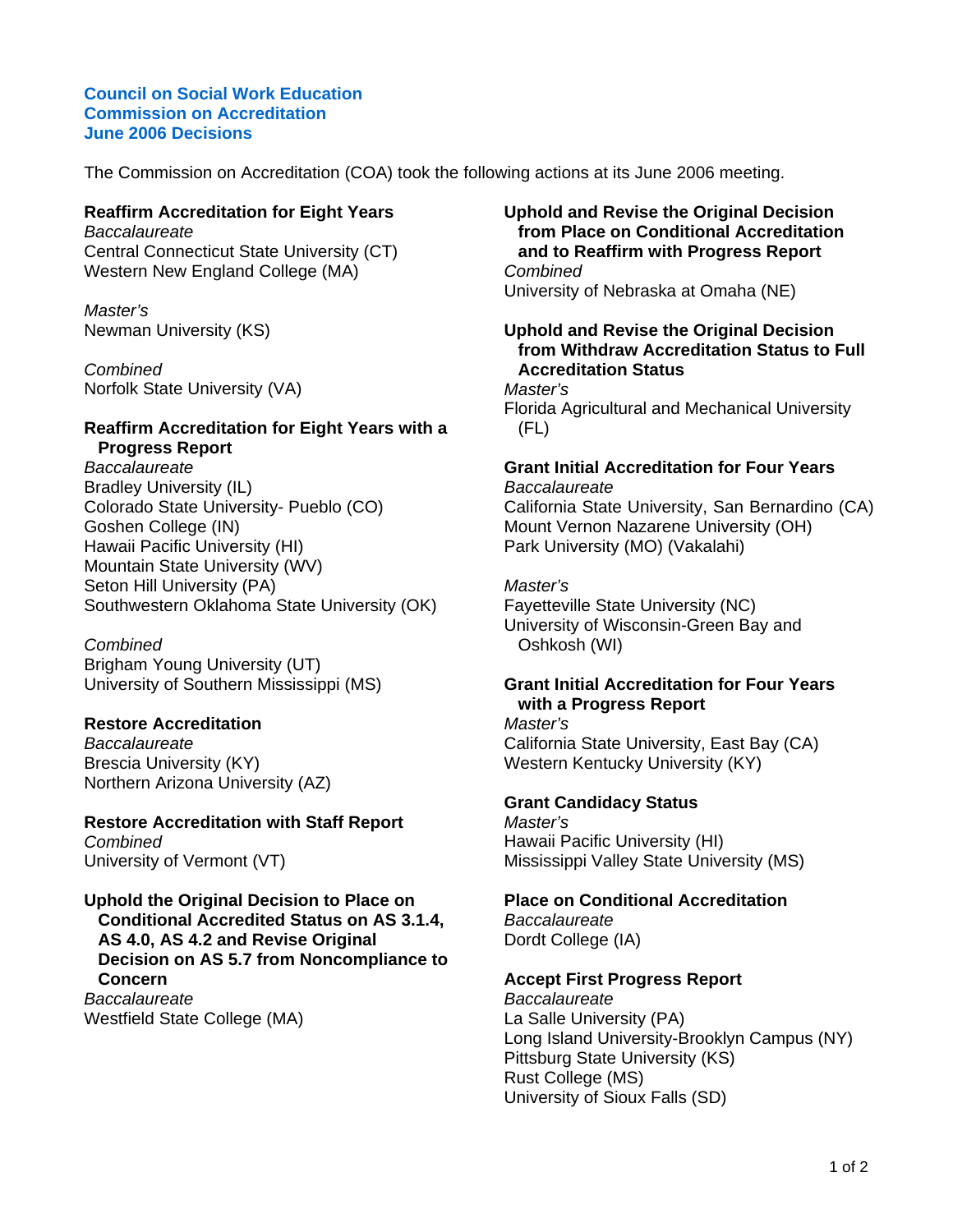# Council on Social Work Education
# Commission on Accreditation
# June 2006 Decisions

The Commission on Accreditation (COA) took the following actions at its June 2006 meeting.

### Reaffirm Accreditation for Eight Years

*Baccalaureate*
Central Connecticut State University (CT)
Western New England College (MA)

*Master's*
Newman University (KS)

*Combined*
Norfolk State University (VA)

### Reaffirm Accreditation for Eight Years with a Progress Report

*Baccalaureate*
Bradley University (IL)
Colorado State University- Pueblo (CO)
Goshen College (IN)
Hawaii Pacific University (HI)
Mountain State University (WV)
Seton Hill University (PA)
Southwestern Oklahoma State University (OK)

*Combined*
Brigham Young University (UT)
University of Southern Mississippi (MS)

### Restore Accreditation

*Baccalaureate*
Brescia University (KY)
Northern Arizona University (AZ)

### Restore Accreditation with Staff Report

*Combined*
University of Vermont (VT)

### Uphold the Original Decision to Place on Conditional Accredited Status on AS 3.1.4, AS 4.0, AS 4.2 and Revise Original Decision on AS 5.7 from Noncompliance to Concern

*Baccalaureate*
Westfield State College (MA)

### Uphold and Revise the Original Decision from Place on Conditional Accreditation and to Reaffirm with Progress Report

*Combined*
University of Nebraska at Omaha (NE)

### Uphold and Revise the Original Decision from Withdraw Accreditation Status to Full Accreditation Status

*Master's*
Florida Agricultural and Mechanical University (FL)

### Grant Initial Accreditation for Four Years

*Baccalaureate*
California State University, San Bernardino (CA)
Mount Vernon Nazarene University (OH)
Park University (MO) (Vakalahi)

*Master's*
Fayetteville State University (NC)
University of Wisconsin-Green Bay and Oshkosh (WI)

### Grant Initial Accreditation for Four Years with a Progress Report

*Master's*
California State University, East Bay (CA)
Western Kentucky University (KY)

### Grant Candidacy Status

*Master's*
Hawaii Pacific University (HI)
Mississippi Valley State University (MS)

### Place on Conditional Accreditation

*Baccalaureate*
Dordt College (IA)

### Accept First Progress Report

*Baccalaureate*
La Salle University (PA)
Long Island University-Brooklyn Campus (NY)
Pittsburg State University (KS)
Rust College (MS)
University of Sioux Falls (SD)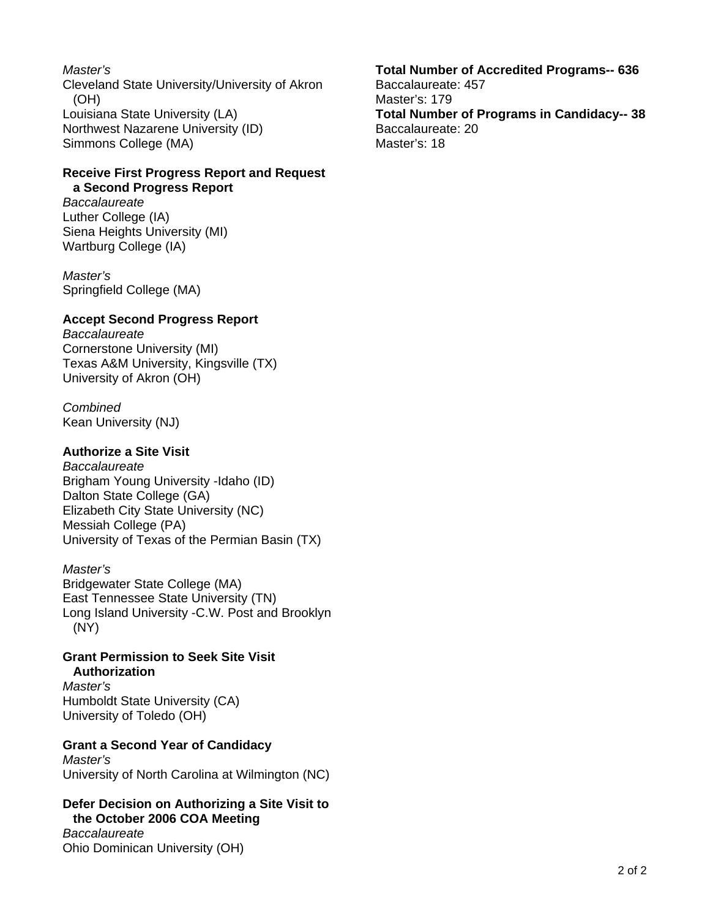*Master's*
Cleveland State University/University of Akron (OH)
Louisiana State University (LA)
Northwest Nazarene University (ID)
Simmons College (MA)

**Receive First Progress Report and Request a Second Progress Report**

*Baccalaureate*
Luther College (IA)
Siena Heights University (MI)
Wartburg College (IA)

*Master's*
Springfield College (MA)

**Accept Second Progress Report**

*Baccalaureate*
Cornerstone University (MI)
Texas A&M University, Kingsville (TX)
University of Akron (OH)

*Combined*
Kean University (NJ)

**Authorize a Site Visit**

*Baccalaureate*
Brigham Young University -Idaho (ID)
Dalton State College (GA)
Elizabeth City State University (NC)
Messiah College (PA)
University of Texas of the Permian Basin (TX)

*Master's*
Bridgewater State College (MA)
East Tennessee State University (TN)
Long Island University -C.W. Post and Brooklyn (NY)

**Grant Permission to Seek Site Visit Authorization**

*Master's*
Humboldt State University (CA)
University of Toledo (OH)

**Grant a Second Year of Candidacy**

*Master's*
University of North Carolina at Wilmington (NC)

**Defer Decision on Authorizing a Site Visit to the October 2006 COA Meeting**

*Baccalaureate*
Ohio Dominican University (OH)

**Total Number of Accredited Programs-- 636**

Baccalaureate: 457
Master's: 179

**Total Number of Programs in Candidacy-- 38**

Baccalaureate: 20
Master's: 18